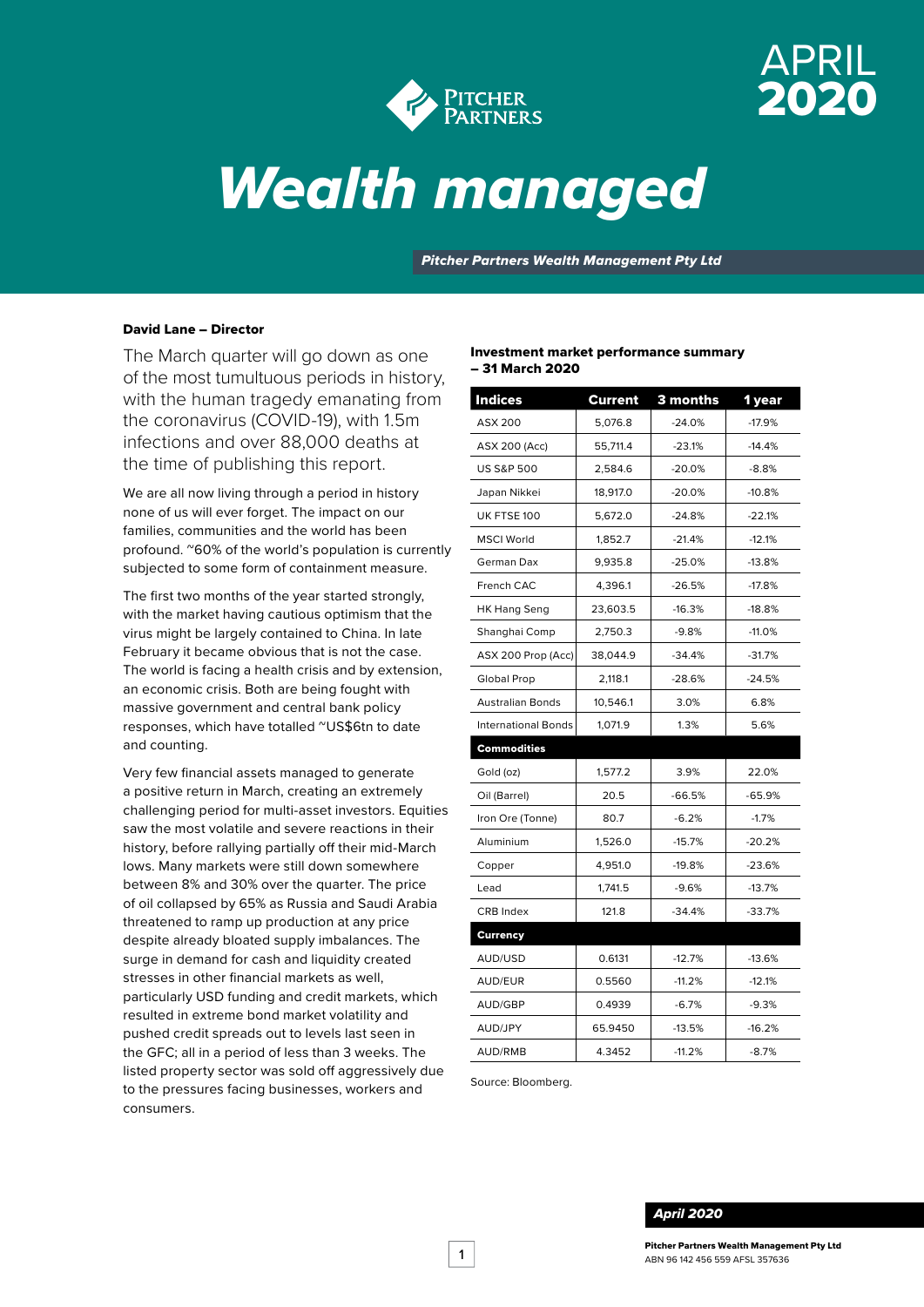# Wealth managed

APRIL 2020

*Pitcher Partners Wealth Management Pty Ltd*

**David Lane – Director**

The March quarter will go down as one of the most tumultuous periods in history, with the human tragedy emanating from the coronavirus (COVID-19), with 1.5m infections and over 88,000 deaths at the time of publishing this report.

We are all now living through a period in history none of us will ever forget. The impact on our families, communities and the world has been profound. ~60% of the world's population is currently subjected to some form of containment measure.

The first two months of the year started strongly, with the market having cautious optimism that the virus might be largely contained to China. In late February it became obvious that is not the case. The world is facing a health crisis and by extension, an economic crisis. Both are being fought with massive government and central bank policy responses, which have totalled ~US$6tn to date and counting.

Very few financial assets managed to generate a positive return in March, creating an extremely challenging period for multi-asset investors. Equities saw the most volatile and severe reactions in their history, before rallying partially off their mid-March lows. Many markets were still down somewhere between 8% and 30% over the quarter. The price of oil collapsed by 65% as Russia and Saudi Arabia threatened to ramp up production at any price despite already bloated supply imbalances. The surge in demand for cash and liquidity created stresses in other financial markets as well, particularly USD funding and credit markets, which resulted in extreme bond market volatility and pushed credit spreads out to levels last seen in the GFC; all in a period of less than 3 weeks. The listed property sector was sold off aggressively due to the pressures facing businesses, workers and consumers.

**Investment market performance summary – 31 March 2020**

| Indices | Current | 3 months | 1 year |
|---|---|---|---|
| ASX 200 | 5,076.8 | -24.0% | -17.9% |
| ASX 200 (Acc) | 55,711.4 | -23.1% | -14.4% |
| US S&P 500 | 2,584.6 | -20.0% | -8.8% |
| Japan Nikkei | 18,917.0 | -20.0% | -10.8% |
| UK FTSE 100 | 5,672.0 | -24.8% | -22.1% |
| MSCI World | 1,852.7 | -21.4% | -12.1% |
| German Dax | 9,935.8 | -25.0% | -13.8% |
| French CAC | 4,396.1 | -26.5% | -17.8% |
| HK Hang Seng | 23,603.5 | -16.3% | -18.8% |
| Shanghai Comp | 2,750.3 | -9.8% | -11.0% |
| ASX 200 Prop (Acc) | 38,044.9 | -34.4% | -31.7% |
| Global Prop | 2,118.1 | -28.6% | -24.5% |
| Australian Bonds | 10,546.1 | 3.0% | 6.8% |
| International Bonds | 1,071.9 | 1.3% | 5.6% |
| **Commodities** | | | |
| Gold (oz) | 1,577.2 | 3.9% | 22.0% |
| Oil (Barrel) | 20.5 | -66.5% | -65.9% |
| Iron Ore (Tonne) | 80.7 | -6.2% | -1.7% |
| Aluminium | 1,526.0 | -15.7% | -20.2% |
| Copper | 4,951.0 | -19.8% | -23.6% |
| Lead | 1,741.5 | -9.6% | -13.7% |
| CRB Index | 121.8 | -34.4% | -33.7% |
| **Currency** | | | |
| AUD/USD | 0.6131 | -12.7% | -13.6% |
| AUD/EUR | 0.5560 | -11.2% | -12.1% |
| AUD/GBP | 0.4939 | -6.7% | -9.3% |
| AUD/JPY | 65.9450 | -13.5% | -16.2% |
| AUD/RMB | 4.3452 | -11.2% | -8.7% |

Source: Bloomberg.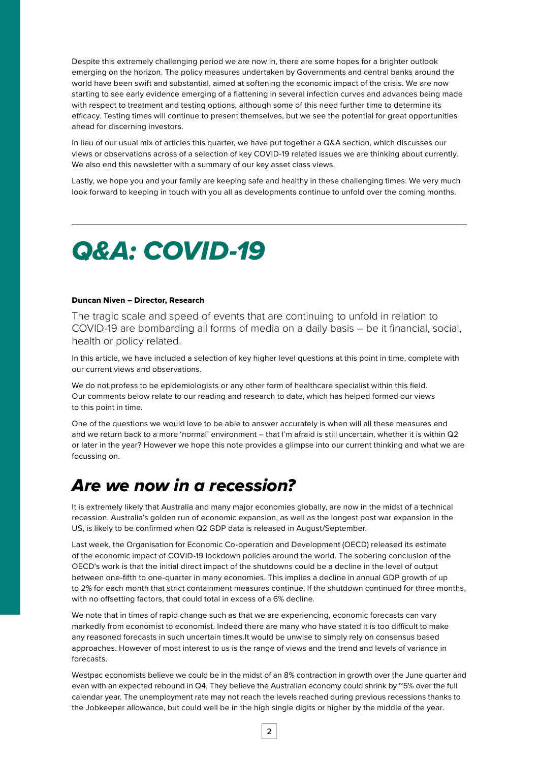Despite this extremely challenging period we are now in, there are some hopes for a brighter outlook emerging on the horizon. The policy measures undertaken by Governments and central banks around the world have been swift and substantial, aimed at softening the economic impact of the crisis. We are now starting to see early evidence emerging of a flattening in several infection curves and advances being made with respect to treatment and testing options, although some of this need further time to determine its efficacy. Testing times will continue to present themselves, but we see the potential for great opportunities ahead for discerning investors.

In lieu of our usual mix of articles this quarter, we have put together a Q&A section, which discusses our views or observations across of a selection of key COVID-19 related issues we are thinking about currently. We also end this newsletter with a summary of our key asset class views.

Lastly, we hope you and your family are keeping safe and healthy in these challenging times. We very much look forward to keeping in touch with you all as developments continue to unfold over the coming months.

---

# *Q&A: COVID-19*

**Duncan Niven – Director, Research**

The tragic scale and speed of events that are continuing to unfold in relation to COVID-19 are bombarding all forms of media on a daily basis – be it financial, social, health or policy related.

In this article, we have included a selection of key higher level questions at this point in time, complete with our current views and observations.

We do not profess to be epidemiologists or any other form of healthcare specialist within this field. Our comments below relate to our reading and research to date, which has helped formed our views to this point in time.

One of the questions we would love to be able to answer accurately is when will all these measures end and we return back to a more 'normal' environment – that I'm afraid is still uncertain, whether it is within Q2 or later in the year? However we hope this note provides a glimpse into our current thinking and what we are focussing on.

## *Are we now in a recession?*

It is extremely likely that Australia and many major economies globally, are now in the midst of a technical recession. Australia's golden run of economic expansion, as well as the longest post war expansion in the US, is likely to be confirmed when Q2 GDP data is released in August/September.

Last week, the Organisation for Economic Co-operation and Development (OECD) released its estimate of the economic impact of COVID-19 lockdown policies around the world. The sobering conclusion of the OECD's work is that the initial direct impact of the shutdowns could be a decline in the level of output between one-fifth to one-quarter in many economies. This implies a decline in annual GDP growth of up to 2% for each month that strict containment measures continue. If the shutdown continued for three months, with no offsetting factors, that could total in excess of a 6% decline.

We note that in times of rapid change such as that we are experiencing, economic forecasts can vary markedly from economist to economist. Indeed there are many who have stated it is too difficult to make any reasoned forecasts in such uncertain times.It would be unwise to simply rely on consensus based approaches. However of most interest to us is the range of views and the trend and levels of variance in forecasts.

Westpac economists believe we could be in the midst of an 8% contraction in growth over the June quarter and even with an expected rebound in Q4, They believe the Australian economy could shrink by ~5% over the full calendar year. The unemployment rate may not reach the levels reached during previous recessions thanks to the Jobkeeper allowance, but could well be in the high single digits or higher by the middle of the year.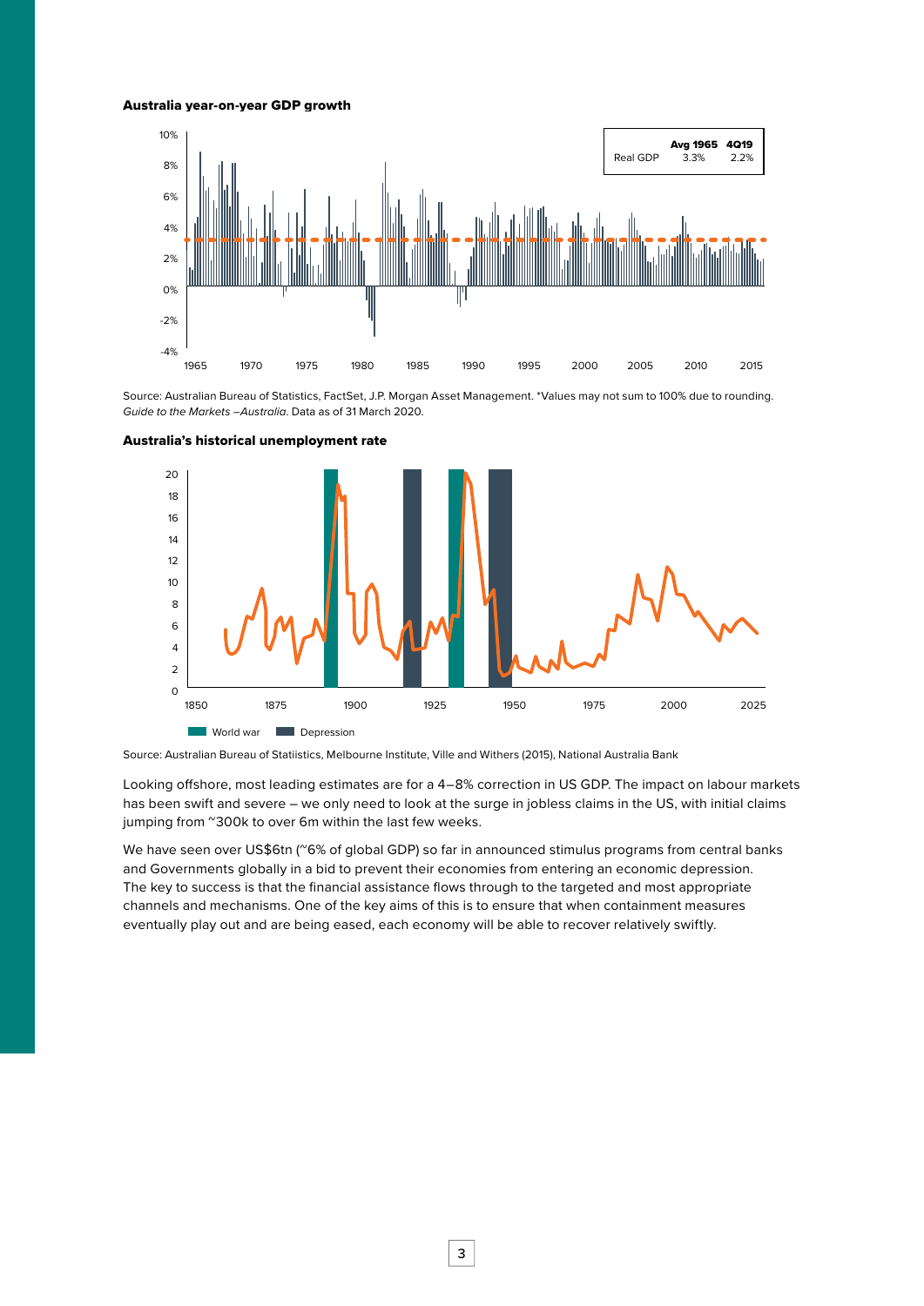**Australia year-on-year GDP growth**

| | Avg 1965 | 4Q19 |
|---|---|---|
| Real GDP | 3.3% | 2.2% |

Source: Australian Bureau of Statistics, FactSet, J.P. Morgan Asset Management. *Values may not sum to 100% due to rounding. *Guide to the Markets –Australia*. Data as of 31 March 2020.

**Australia's historical unemployment rate**

Source: Australian Bureau of Statiistics, Melbourne Institute, Ville and Withers (2015), National Australia Bank

Looking offshore, most leading estimates are for a 4–8% correction in US GDP. The impact on labour markets has been swift and severe – we only need to look at the surge in jobless claims in the US, with initial claims jumping from ~300k to over 6m within the last few weeks.

We have seen over US$6tn (~6% of global GDP) so far in announced stimulus programs from central banks and Governments globally in a bid to prevent their economies from entering an economic depression. The key to success is that the financial assistance flows through to the targeted and most appropriate channels and mechanisms. One of the key aims of this is to ensure that when containment measures eventually play out and are being eased, each economy will be able to recover relatively swiftly.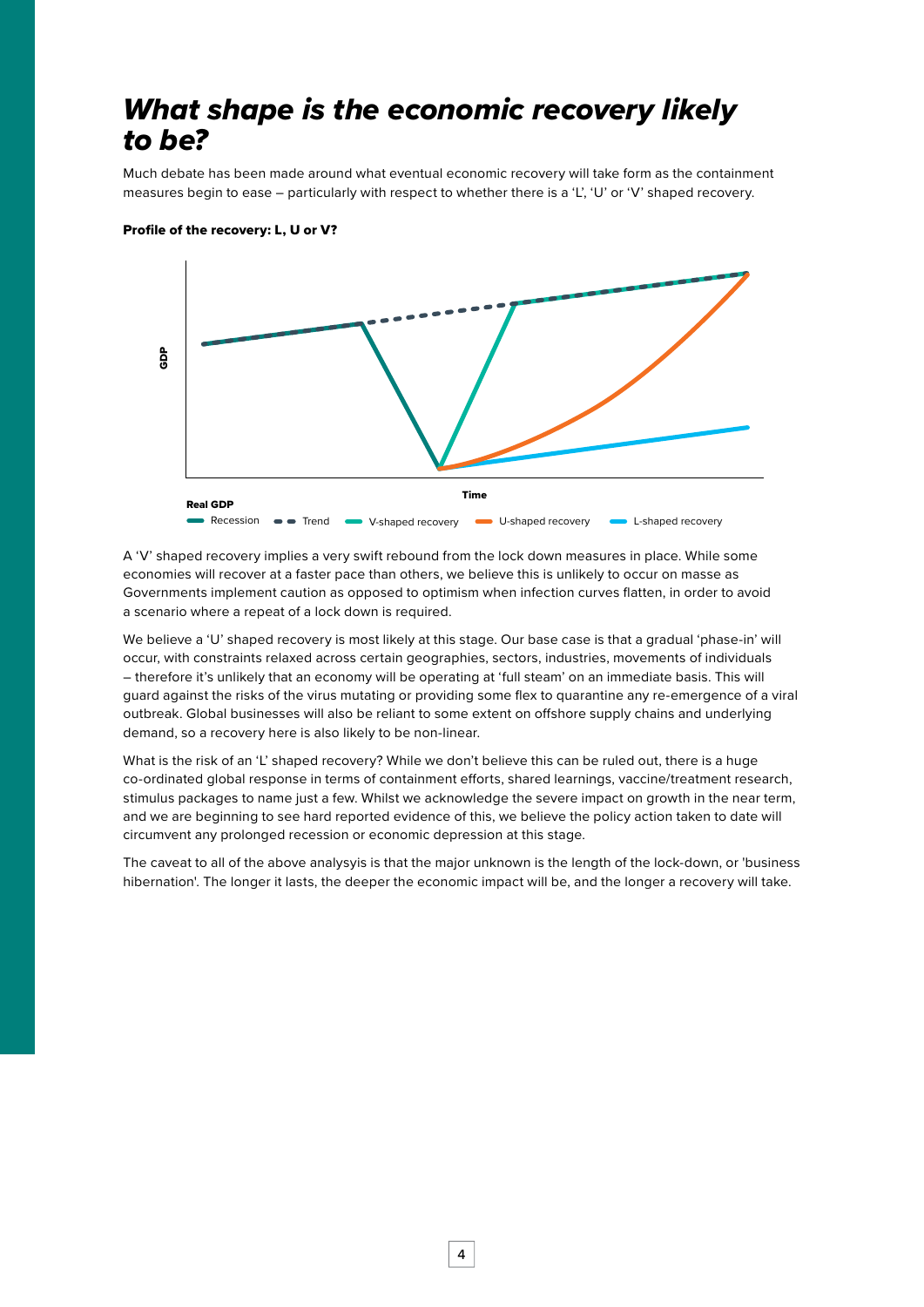# *What shape is the economic recovery likely to be?*

Much debate has been made around what eventual economic recovery will take form as the containment measures begin to ease – particularly with respect to whether there is a 'L', 'U' or 'V' shaped recovery.

**Profile of the recovery: L, U or V?**

GDP

Time

**Real GDP**

Recession — Trend — V-shaped recovery — U-shaped recovery — L-shaped recovery

A 'V' shaped recovery implies a very swift rebound from the lock down measures in place. While some economies will recover at a faster pace than others, we believe this is unlikely to occur on masse as Governments implement caution as opposed to optimism when infection curves flatten, in order to avoid a scenario where a repeat of a lock down is required.

We believe a 'U' shaped recovery is most likely at this stage. Our base case is that a gradual 'phase-in' will occur, with constraints relaxed across certain geographies, sectors, industries, movements of individuals – therefore it's unlikely that an economy will be operating at 'full steam' on an immediate basis. This will guard against the risks of the virus mutating or providing some flex to quarantine any re-emergence of a viral outbreak. Global businesses will also be reliant to some extent on offshore supply chains and underlying demand, so a recovery here is also likely to be non-linear.

What is the risk of an 'L' shaped recovery? While we don't believe this can be ruled out, there is a huge co-ordinated global response in terms of containment efforts, shared learnings, vaccine/treatment research, stimulus packages to name just a few. Whilst we acknowledge the severe impact on growth in the near term, and we are beginning to see hard reported evidence of this, we believe the policy action taken to date will circumvent any prolonged recession or economic depression at this stage.

The caveat to all of the above analysyis is that the major unknown is the length of the lock-down, or 'business hibernation'. The longer it lasts, the deeper the economic impact will be, and the longer a recovery will take.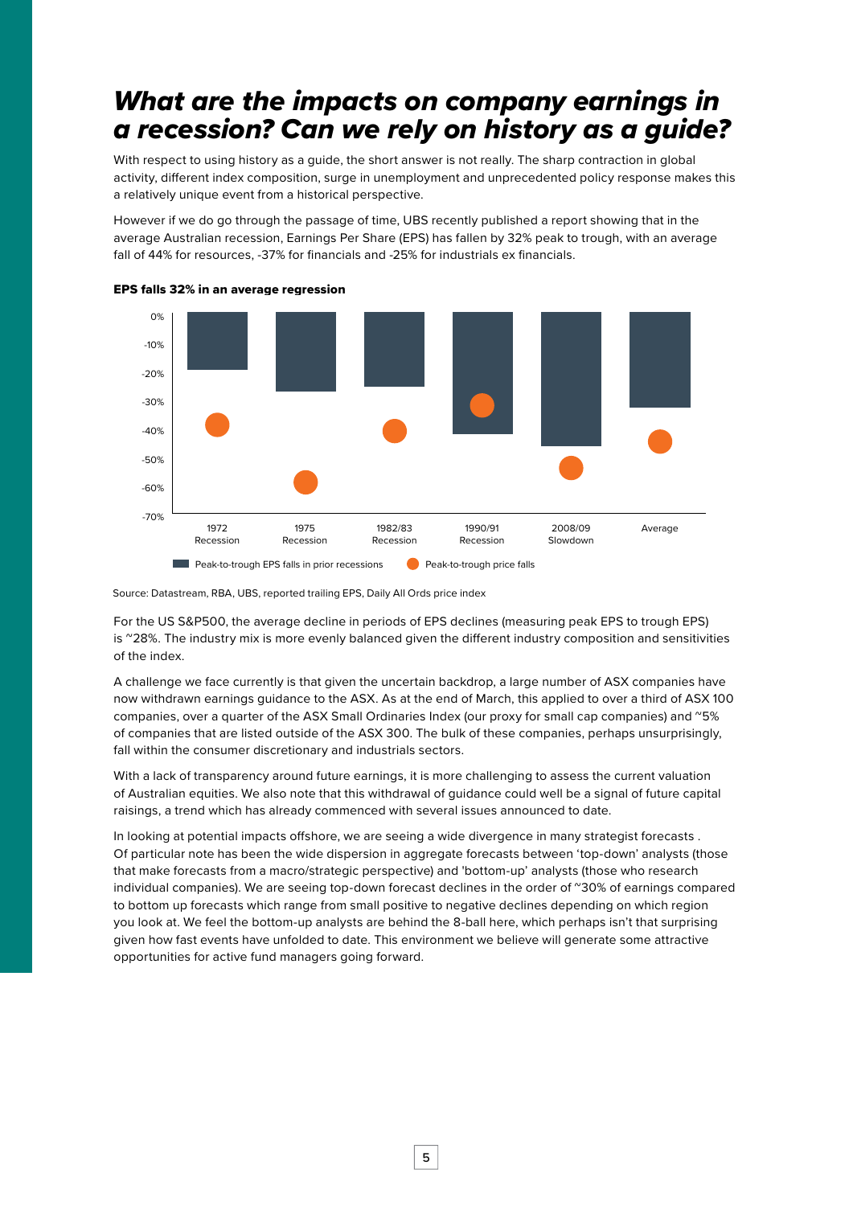# *What are the impacts on company earnings in a recession? Can we rely on history as a guide?*

With respect to using history as a guide, the short answer is not really. The sharp contraction in global activity, different index composition, surge in unemployment and unprecedented policy response makes this a relatively unique event from a historical perspective.

However if we do go through the passage of time, UBS recently published a report showing that in the average Australian recession, Earnings Per Share (EPS) has fallen by 32% peak to trough, with an average fall of 44% for resources, -37% for financials and -25% for industrials ex financials.

**EPS falls 32% in an average regression**

Source: Datastream, RBA, UBS, reported trailing EPS, Daily All Ords price index

For the US S&P500, the average decline in periods of EPS declines (measuring peak EPS to trough EPS) is ~28%. The industry mix is more evenly balanced given the different industry composition and sensitivities of the index.

A challenge we face currently is that given the uncertain backdrop, a large number of ASX companies have now withdrawn earnings guidance to the ASX. As at the end of March, this applied to over a third of ASX 100 companies, over a quarter of the ASX Small Ordinaries Index (our proxy for small cap companies) and ~5% of companies that are listed outside of the ASX 300. The bulk of these companies, perhaps unsurprisingly, fall within the consumer discretionary and industrials sectors.

With a lack of transparency around future earnings, it is more challenging to assess the current valuation of Australian equities. We also note that this withdrawal of guidance could well be a signal of future capital raisings, a trend which has already commenced with several issues announced to date.

In looking at potential impacts offshore, we are seeing a wide divergence in many strategist forecasts . Of particular note has been the wide dispersion in aggregate forecasts between 'top-down' analysts (those that make forecasts from a macro/strategic perspective) and 'bottom-up' analysts (those who research individual companies). We are seeing top-down forecast declines in the order of ~30% of earnings compared to bottom up forecasts which range from small positive to negative declines depending on which region you look at. We feel the bottom-up analysts are behind the 8-ball here, which perhaps isn't that surprising given how fast events have unfolded to date. This environment we believe will generate some attractive opportunities for active fund managers going forward.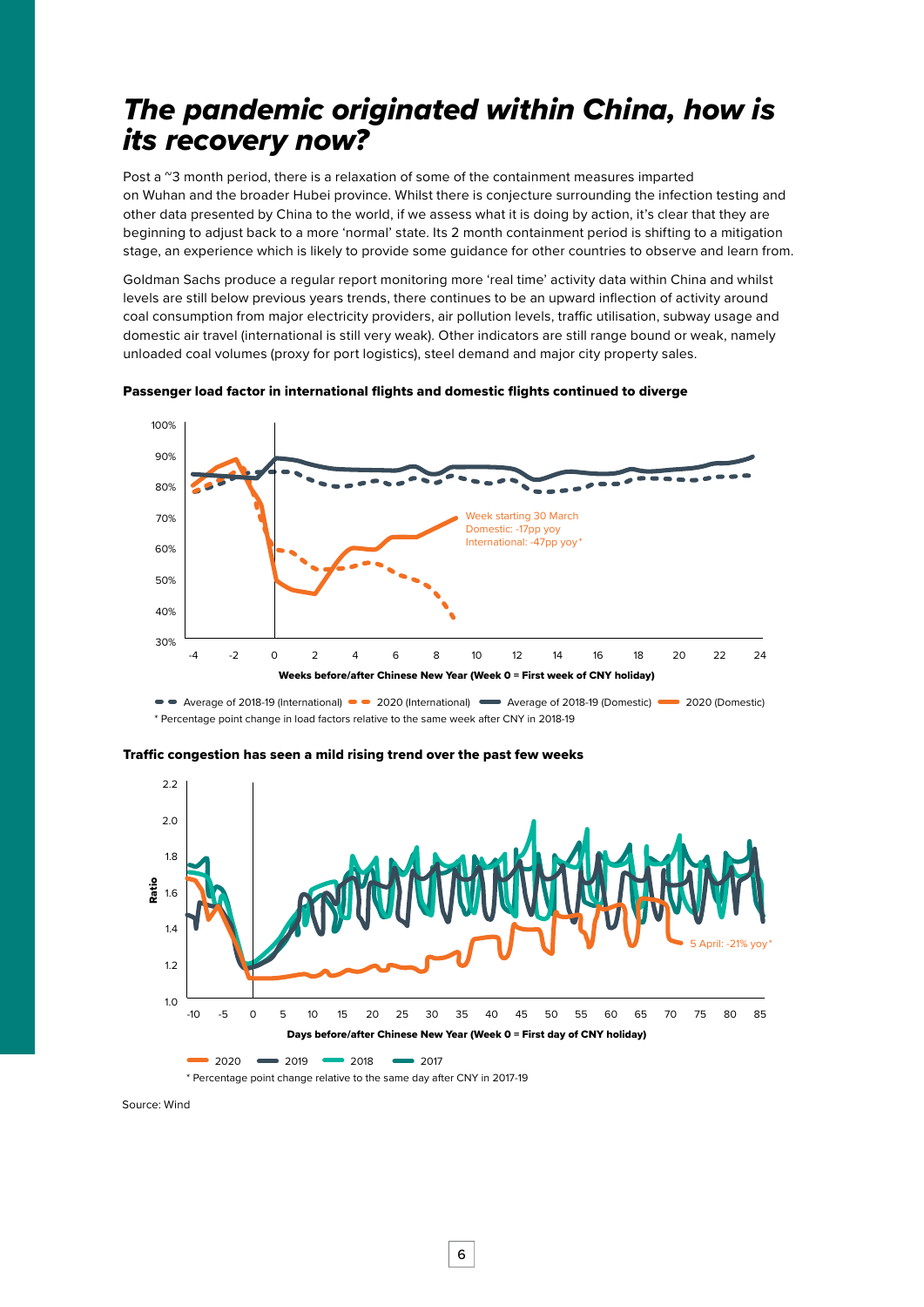# *The pandemic originated within China, how is its recovery now?*

Post a ~3 month period, there is a relaxation of some of the containment measures imparted on Wuhan and the broader Hubei province. Whilst there is conjecture surrounding the infection testing and other data presented by China to the world, if we assess what it is doing by action, it's clear that they are beginning to adjust back to a more 'normal' state. Its 2 month containment period is shifting to a mitigation stage, an experience which is likely to provide some guidance for other countries to observe and learn from.

Goldman Sachs produce a regular report monitoring more 'real time' activity data within China and whilst levels are still below previous years trends, there continues to be an upward inflection of activity around coal consumption from major electricity providers, air pollution levels, traffic utilisation, subway usage and domestic air travel (international is still very weak). Other indicators are still range bound or weak, namely unloaded coal volumes (proxy for port logistics), steel demand and major city property sales.

**Passenger load factor in international flights and domestic flights continued to diverge**

Week starting 30 March
Domestic: -17pp yoy
International: -47pp yoy*

Weeks before/after Chinese New Year (Week 0 = First week of CNY holiday)

Average of 2018-19 (International) | 2020 (International) | Average of 2018-19 (Domestic) | 2020 (Domestic)

\* Percentage point change in load factors relative to the same week after CNY in 2018-19

**Traffic congestion has seen a mild rising trend over the past few weeks**

5 April: -21% yoy*

Days before/after Chinese New Year (Week 0 = First day of CNY holiday)

2020 | 2019 | 2018 | 2017

\* Percentage point change relative to the same day after CNY in 2017-19

Source: Wind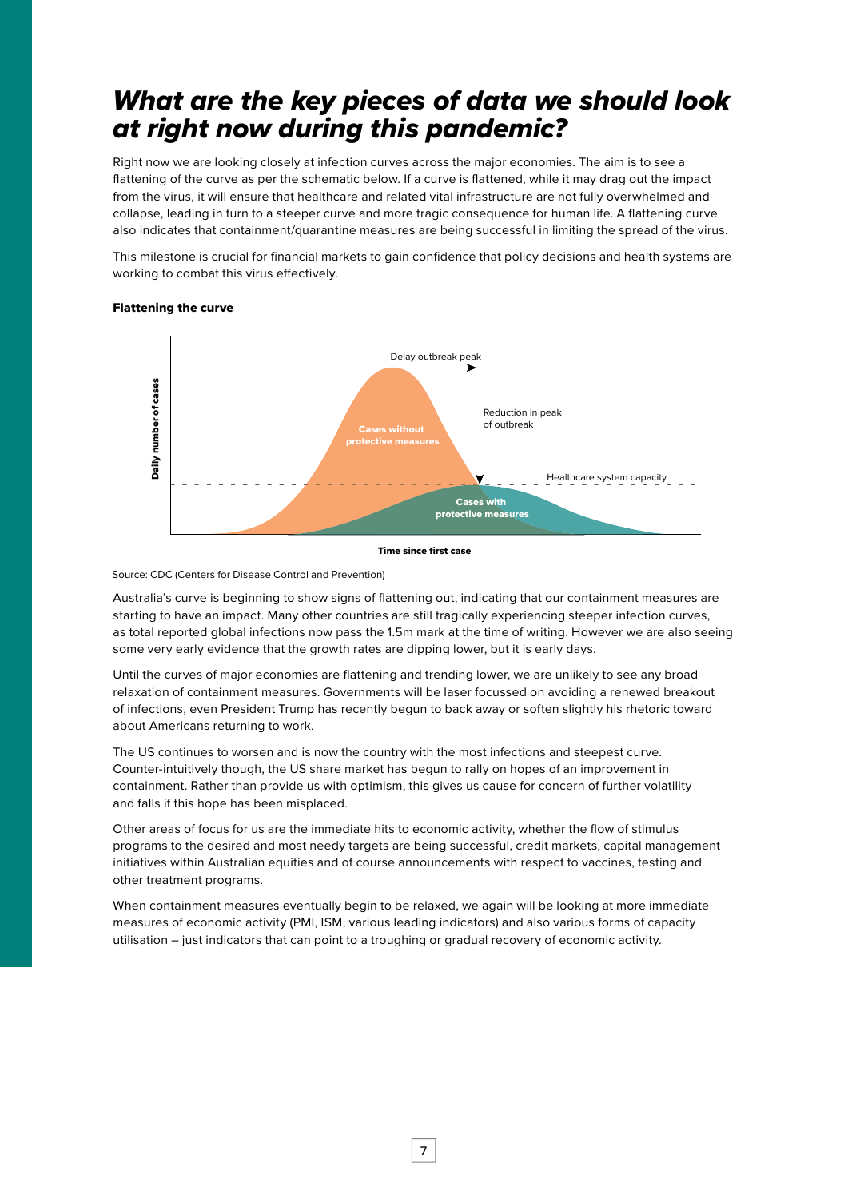# *What are the key pieces of data we should look at right now during this pandemic?*

Right now we are looking closely at infection curves across the major economies. The aim is to see a flattening of the curve as per the schematic below. If a curve is flattened, while it may drag out the impact from the virus, it will ensure that healthcare and related vital infrastructure are not fully overwhelmed and collapse, leading in turn to a steeper curve and more tragic consequence for human life. A flattening curve also indicates that containment/quarantine measures are being successful in limiting the spread of the virus.

This milestone is crucial for financial markets to gain confidence that policy decisions and health systems are working to combat this virus effectively.

**Flattening the curve**

Source: CDC (Centers for Disease Control and Prevention)

Australia's curve is beginning to show signs of flattening out, indicating that our containment measures are starting to have an impact. Many other countries are still tragically experiencing steeper infection curves, as total reported global infections now pass the 1.5m mark at the time of writing. However we are also seeing some very early evidence that the growth rates are dipping lower, but it is early days.

Until the curves of major economies are flattening and trending lower, we are unlikely to see any broad relaxation of containment measures. Governments will be laser focussed on avoiding a renewed breakout of infections, even President Trump has recently begun to back away or soften slightly his rhetoric toward about Americans returning to work.

The US continues to worsen and is now the country with the most infections and steepest curve. Counter-intuitively though, the US share market has begun to rally on hopes of an improvement in containment. Rather than provide us with optimism, this gives us cause for concern of further volatility and falls if this hope has been misplaced.

Other areas of focus for us are the immediate hits to economic activity, whether the flow of stimulus programs to the desired and most needy targets are being successful, credit markets, capital management initiatives within Australian equities and of course announcements with respect to vaccines, testing and other treatment programs.

When containment measures eventually begin to be relaxed, we again will be looking at more immediate measures of economic activity (PMI, ISM, various leading indicators) and also various forms of capacity utilisation – just indicators that can point to a troughing or gradual recovery of economic activity.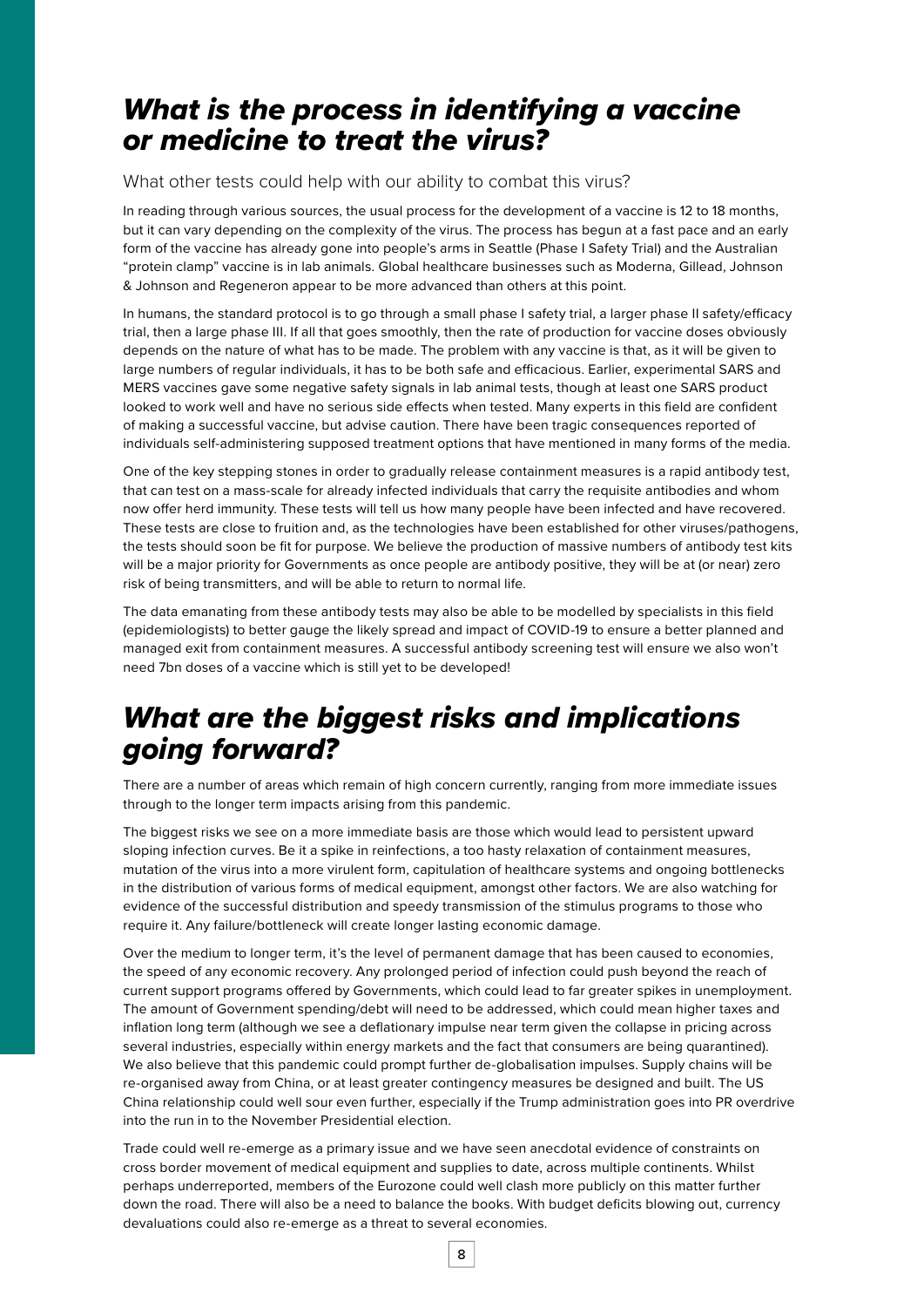## *What is the process in identifying a vaccine or medicine to treat the virus?*

What other tests could help with our ability to combat this virus?

In reading through various sources, the usual process for the development of a vaccine is 12 to 18 months, but it can vary depending on the complexity of the virus. The process has begun at a fast pace and an early form of the vaccine has already gone into people's arms in Seattle (Phase I Safety Trial) and the Australian "protein clamp" vaccine is in lab animals. Global healthcare businesses such as Moderna, Gillead, Johnson & Johnson and Regeneron appear to be more advanced than others at this point.

In humans, the standard protocol is to go through a small phase I safety trial, a larger phase II safety/efficacy trial, then a large phase III. If all that goes smoothly, then the rate of production for vaccine doses obviously depends on the nature of what has to be made. The problem with any vaccine is that, as it will be given to large numbers of regular individuals, it has to be both safe and efficacious. Earlier, experimental SARS and MERS vaccines gave some negative safety signals in lab animal tests, though at least one SARS product looked to work well and have no serious side effects when tested. Many experts in this field are confident of making a successful vaccine, but advise caution. There have been tragic consequences reported of individuals self-administering supposed treatment options that have mentioned in many forms of the media.

One of the key stepping stones in order to gradually release containment measures is a rapid antibody test, that can test on a mass-scale for already infected individuals that carry the requisite antibodies and whom now offer herd immunity. These tests will tell us how many people have been infected and have recovered. These tests are close to fruition and, as the technologies have been established for other viruses/pathogens, the tests should soon be fit for purpose. We believe the production of massive numbers of antibody test kits will be a major priority for Governments as once people are antibody positive, they will be at (or near) zero risk of being transmitters, and will be able to return to normal life.

The data emanating from these antibody tests may also be able to be modelled by specialists in this field (epidemiologists) to better gauge the likely spread and impact of COVID-19 to ensure a better planned and managed exit from containment measures. A successful antibody screening test will ensure we also won't need 7bn doses of a vaccine which is still yet to be developed!

## *What are the biggest risks and implications going forward?*

There are a number of areas which remain of high concern currently, ranging from more immediate issues through to the longer term impacts arising from this pandemic.

The biggest risks we see on a more immediate basis are those which would lead to persistent upward sloping infection curves. Be it a spike in reinfections, a too hasty relaxation of containment measures, mutation of the virus into a more virulent form, capitulation of healthcare systems and ongoing bottlenecks in the distribution of various forms of medical equipment, amongst other factors. We are also watching for evidence of the successful distribution and speedy transmission of the stimulus programs to those who require it. Any failure/bottleneck will create longer lasting economic damage.

Over the medium to longer term, it's the level of permanent damage that has been caused to economies, the speed of any economic recovery. Any prolonged period of infection could push beyond the reach of current support programs offered by Governments, which could lead to far greater spikes in unemployment. The amount of Government spending/debt will need to be addressed, which could mean higher taxes and inflation long term (although we see a deflationary impulse near term given the collapse in pricing across several industries, especially within energy markets and the fact that consumers are being quarantined). We also believe that this pandemic could prompt further de-globalisation impulses. Supply chains will be re-organised away from China, or at least greater contingency measures be designed and built. The US China relationship could well sour even further, especially if the Trump administration goes into PR overdrive into the run in to the November Presidential election.

Trade could well re-emerge as a primary issue and we have seen anecdotal evidence of constraints on cross border movement of medical equipment and supplies to date, across multiple continents. Whilst perhaps underreported, members of the Eurozone could well clash more publicly on this matter further down the road. There will also be a need to balance the books. With budget deficits blowing out, currency devaluations could also re-emerge as a threat to several economies.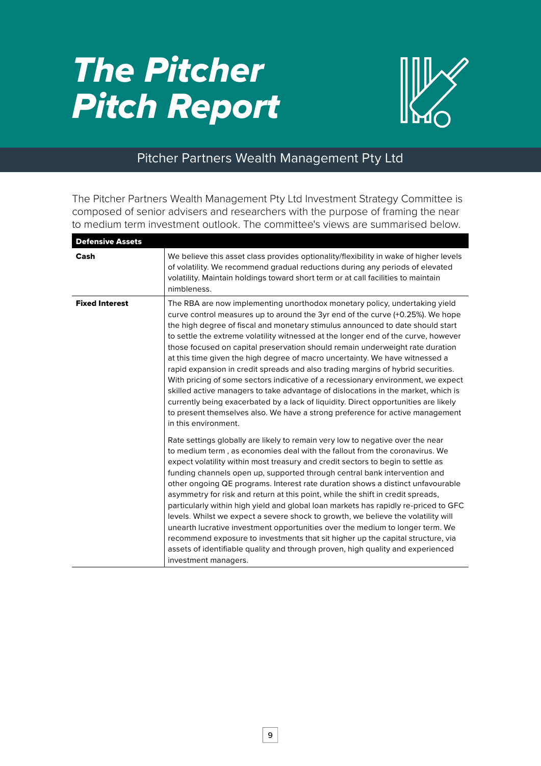# The Pitcher Pitch Report

## Pitcher Partners Wealth Management Pty Ltd

The Pitcher Partners Wealth Management Pty Ltd Investment Strategy Committee is composed of senior advisers and researchers with the purpose of framing the near to medium term investment outlook. The committee's views are summarised below.

| **Defensive Assets** | |
|---|---|
| **Cash** | We believe this asset class provides optionality/flexibility in wake of higher levels of volatility. We recommend gradual reductions during any periods of elevated volatility. Maintain holdings toward short term or at call facilities to maintain nimbleness. |
| **Fixed Interest** | The RBA are now implementing unorthodox monetary policy, undertaking yield curve control measures up to around the 3yr end of the curve (+0.25%). We hope the high degree of fiscal and monetary stimulus announced to date should start to settle the extreme volatility witnessed at the longer end of the curve, however those focused on capital preservation should remain underweight rate duration at this time given the high degree of macro uncertainty. We have witnessed a rapid expansion in credit spreads and also trading margins of hybrid securities. With pricing of some sectors indicative of a recessionary environment, we expect skilled active managers to take advantage of dislocations in the market, which is currently being exacerbated by a lack of liquidity. Direct opportunities are likely to present themselves also. We have a strong preference for active management in this environment.<br><br>Rate settings globally are likely to remain very low to negative over the near to medium term , as economies deal with the fallout from the coronavirus. We expect volatility within most treasury and credit sectors to begin to settle as funding channels open up, supported through central bank intervention and other ongoing QE programs. Interest rate duration shows a distinct unfavourable asymmetry for risk and return at this point, while the shift in credit spreads, particularly within high yield and global loan markets has rapidly re-priced to GFC levels. Whilst we expect a severe shock to growth, we believe the volatility will unearth lucrative investment opportunities over the medium to longer term. We recommend exposure to investments that sit higher up the capital structure, via assets of identifiable quality and through proven, high quality and experienced investment managers. |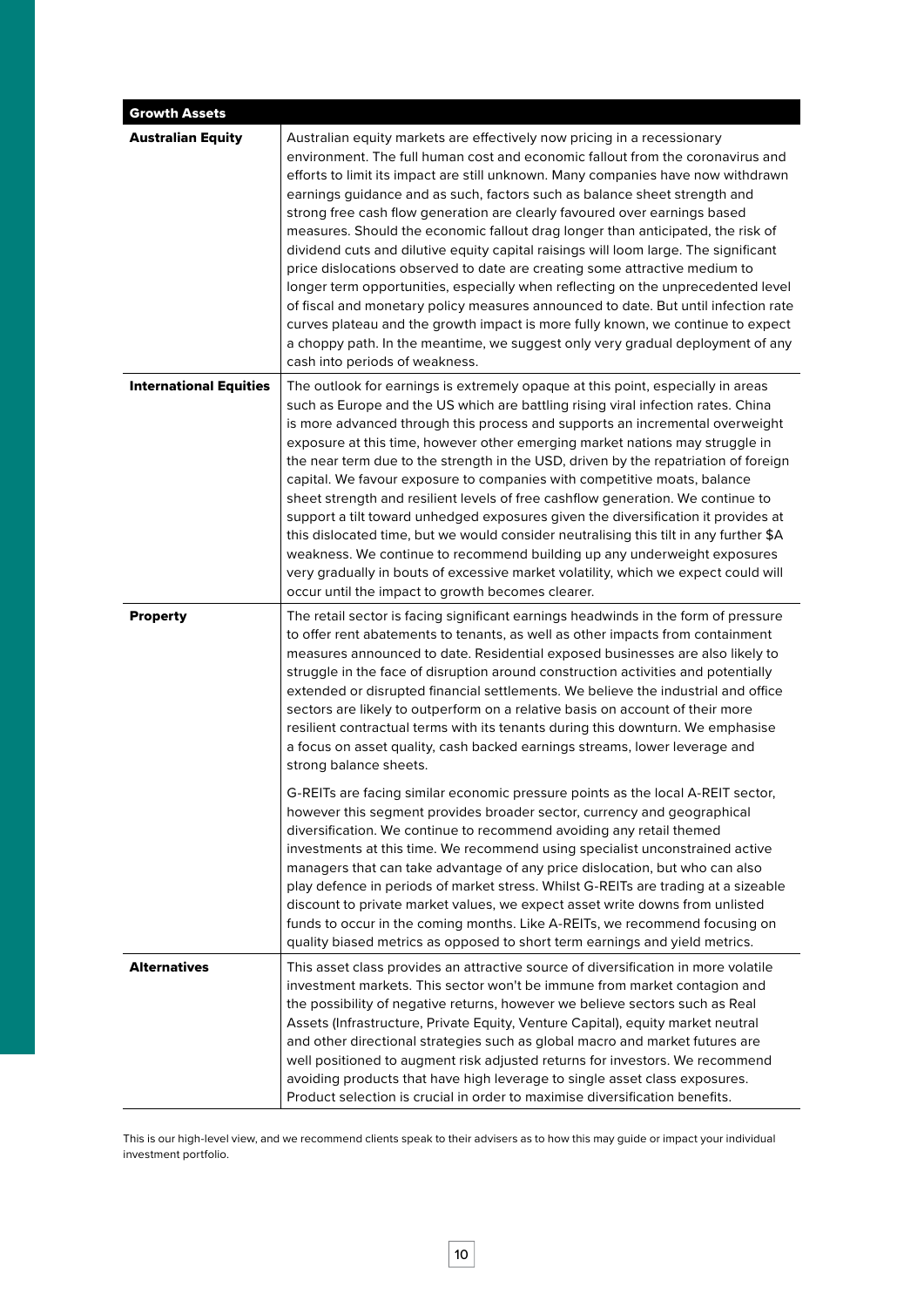| Growth Assets | |
|---|---|
| **Australian Equity** | Australian equity markets are effectively now pricing in a recessionary environment. The full human cost and economic fallout from the coronavirus and efforts to limit its impact are still unknown. Many companies have now withdrawn earnings guidance and as such, factors such as balance sheet strength and strong free cash flow generation are clearly favoured over earnings based measures. Should the economic fallout drag longer than anticipated, the risk of dividend cuts and dilutive equity capital raisings will loom large. The significant price dislocations observed to date are creating some attractive medium to longer term opportunities, especially when reflecting on the unprecedented level of fiscal and monetary policy measures announced to date. But until infection rate curves plateau and the growth impact is more fully known, we continue to expect a choppy path. In the meantime, we suggest only very gradual deployment of any cash into periods of weakness. |
| **International Equities** | The outlook for earnings is extremely opaque at this point, especially in areas such as Europe and the US which are battling rising viral infection rates. China is more advanced through this process and supports an incremental overweight exposure at this time, however other emerging market nations may struggle in the near term due to the strength in the USD, driven by the repatriation of foreign capital. We favour exposure to companies with competitive moats, balance sheet strength and resilient levels of free cashflow generation. We continue to support a tilt toward unhedged exposures given the diversification it provides at this dislocated time, but we would consider neutralising this tilt in any further $A weakness. We continue to recommend building up any underweight exposures very gradually in bouts of excessive market volatility, which we expect could will occur until the impact to growth becomes clearer. |
| **Property** | The retail sector is facing significant earnings headwinds in the form of pressure to offer rent abatements to tenants, as well as other impacts from containment measures announced to date. Residential exposed businesses are also likely to struggle in the face of disruption around construction activities and potentially extended or disrupted financial settlements. We believe the industrial and office sectors are likely to outperform on a relative basis on account of their more resilient contractual terms with its tenants during this downturn. We emphasise a focus on asset quality, cash backed earnings streams, lower leverage and strong balance sheets.<br><br>G-REITs are facing similar economic pressure points as the local A-REIT sector, however this segment provides broader sector, currency and geographical diversification. We continue to recommend avoiding any retail themed investments at this time. We recommend using specialist unconstrained active managers that can take advantage of any price dislocation, but who can also play defence in periods of market stress. Whilst G-REITs are trading at a sizeable discount to private market values, we expect asset write downs from unlisted funds to occur in the coming months. Like A-REITs, we recommend focusing on quality biased metrics as opposed to short term earnings and yield metrics. |
| **Alternatives** | This asset class provides an attractive source of diversification in more volatile investment markets. This sector won't be immune from market contagion and the possibility of negative returns, however we believe sectors such as Real Assets (Infrastructure, Private Equity, Venture Capital), equity market neutral and other directional strategies such as global macro and market futures are well positioned to augment risk adjusted returns for investors. We recommend avoiding products that have high leverage to single asset class exposures. Product selection is crucial in order to maximise diversification benefits. |

This is our high-level view, and we recommend clients speak to their advisers as to how this may guide or impact your individual investment portfolio.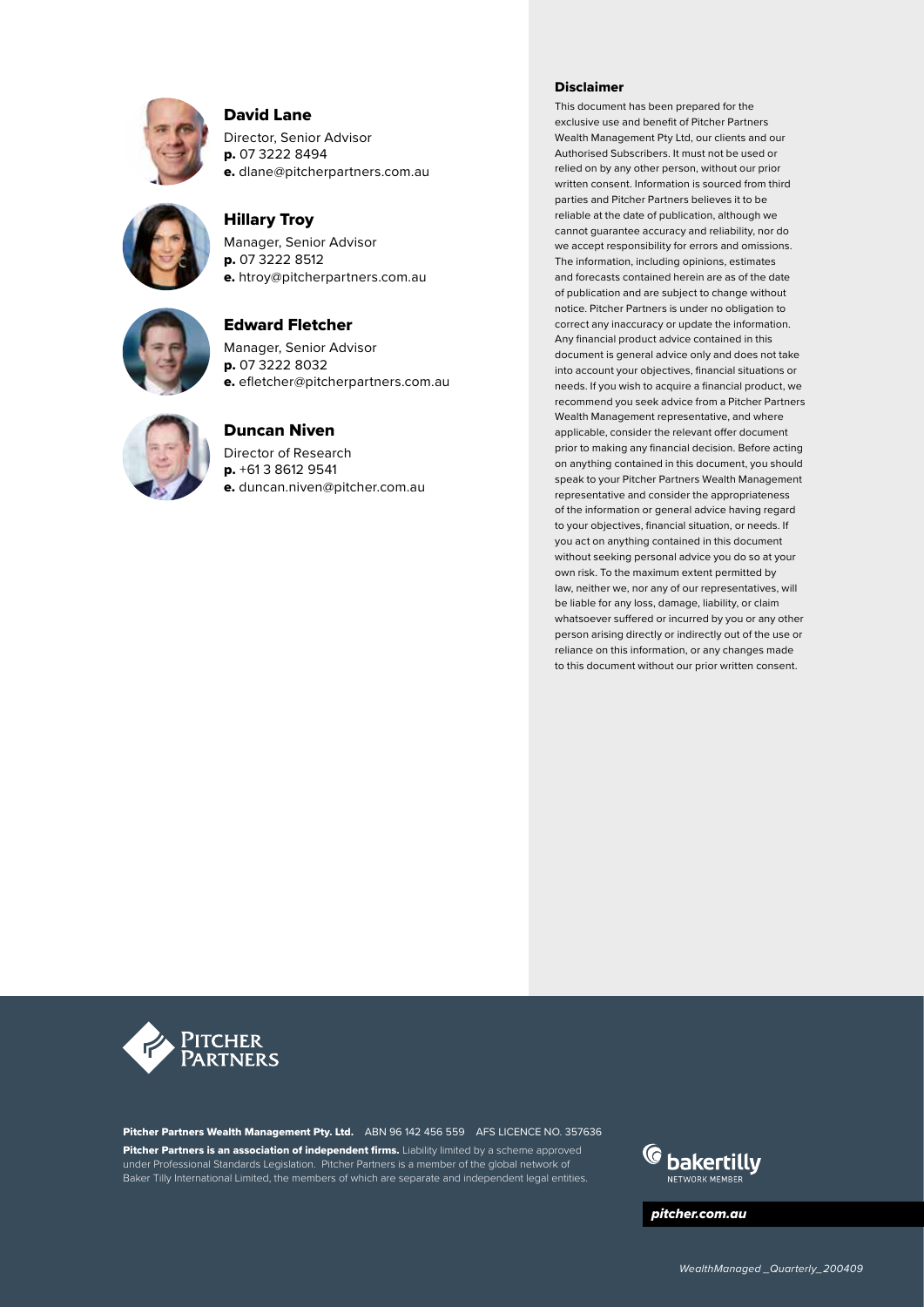### David Lane

Director, Senior Advisor
**p.** 07 3222 8494
**e.** dlane@pitcherpartners.com.au

### Hillary Troy

Manager, Senior Advisor
**p.** 07 3222 8512
**e.** htroy@pitcherpartners.com.au

### Edward Fletcher

Manager, Senior Advisor
**p.** 07 3222 8032
**e.** efletcher@pitcherpartners.com.au

### Duncan Niven

Director of Research
**p.** +61 3 8612 9541
**e.** duncan.niven@pitcher.com.au

### Disclaimer

This document has been prepared for the exclusive use and benefit of Pitcher Partners Wealth Management Pty Ltd, our clients and our Authorised Subscribers. It must not be used or relied on by any other person, without our prior written consent. Information is sourced from third parties and Pitcher Partners believes it to be reliable at the date of publication, although we cannot guarantee accuracy and reliability, nor do we accept responsibility for errors and omissions. The information, including opinions, estimates and forecasts contained herein are as of the date of publication and are subject to change without notice. Pitcher Partners is under no obligation to correct any inaccuracy or update the information. Any financial product advice contained in this document is general advice only and does not take into account your objectives, financial situations or needs. If you wish to acquire a financial product, we recommend you seek advice from a Pitcher Partners Wealth Management representative, and where applicable, consider the relevant offer document prior to making any financial decision. Before acting on anything contained in this document, you should speak to your Pitcher Partners Wealth Management representative and consider the appropriateness of the information or general advice having regard to your objectives, financial situation, or needs. If you act on anything contained in this document without seeking personal advice you do so at your own risk. To the maximum extent permitted by law, neither we, nor any of our representatives, will be liable for any loss, damage, liability, or claim whatsoever suffered or incurred by you or any other person arising directly or indirectly out of the use or reliance on this information, or any changes made to this document without our prior written consent.

PITCHER PARTNERS

**Pitcher Partners Wealth Management Pty. Ltd.** ABN 96 142 456 559 AFS LICENCE NO. 357636

**Pitcher Partners is an association of independent firms.** Liability limited by a scheme approved under Professional Standards Legislation. Pitcher Partners is a member of the global network of Baker Tilly International Limited, the members of which are separate and independent legal entities.

bakertilly NETWORK MEMBER

***pitcher.com.au***

*WealthManaged_Quarterly_200409*